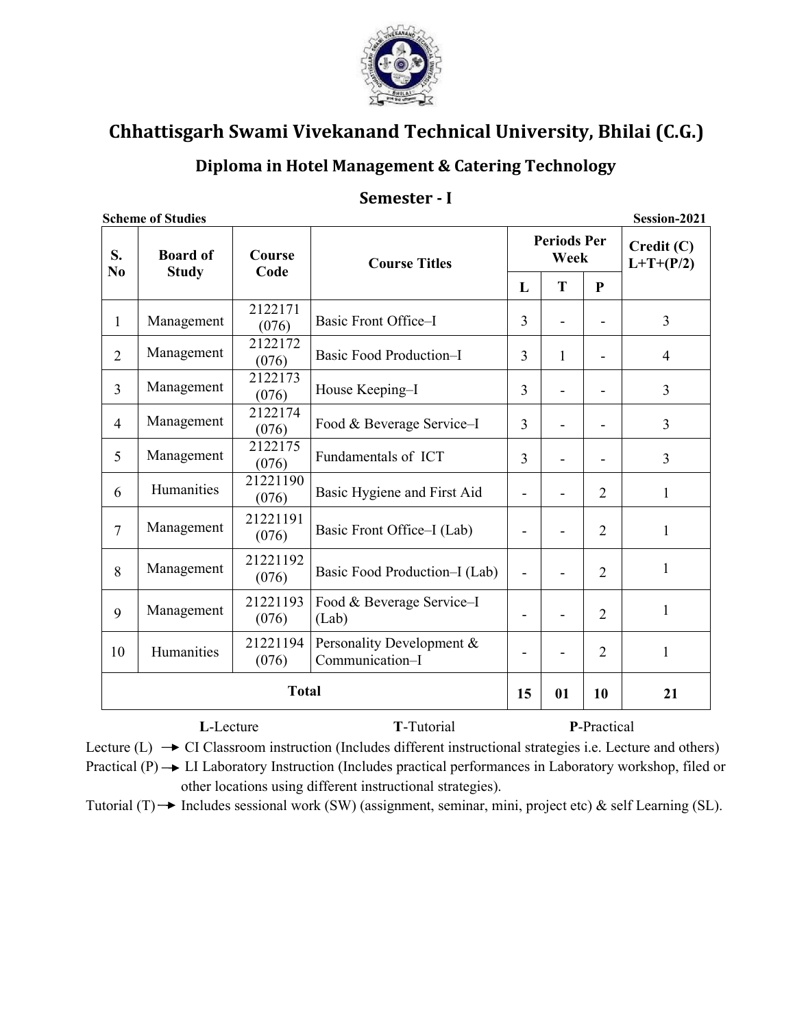# Chhattisgarh Swami Vivekanand Technical University, Bhilai (C.G.)

## Diploma in Hotel Management & Catering Technology

## Semester - I

**Scheme of Studies** **Session-2021**

| S. No | Board of Study | Course Code | Course Titles | Periods Per Week | | | Credit (C) L+T+(P/2) |
|---|---|---|---|---|---|---|---|
| | | | | L | T | P | |
| 1 | Management | 2122171 (076) | Basic Front Office–I | 3 | - | - | 3 |
| 2 | Management | 2122172 (076) | Basic Food Production–I | 3 | 1 | - | 4 |
| 3 | Management | 2122173 (076) | House Keeping–I | 3 | - | - | 3 |
| 4 | Management | 2122174 (076) | Food & Beverage Service–I | 3 | - | - | 3 |
| 5 | Management | 2122175 (076) | Fundamentals of ICT | 3 | - | - | 3 |
| 6 | Humanities | 21221190 (076) | Basic Hygiene and First Aid | - | - | 2 | 1 |
| 7 | Management | 21221191 (076) | Basic Front Office–I (Lab) | - | - | 2 | 1 |
| 8 | Management | 21221192 (076) | Basic Food Production–I (Lab) | - | - | 2 | 1 |
| 9 | Management | 21221193 (076) | Food & Beverage Service–I (Lab) | - | - | 2 | 1 |
| 10 | Humanities | 21221194 (076) | Personality Development & Communication–I | - | - | 2 | 1 |
| **Total** | | | | **15** | **01** | **10** | **21** |

**L**-Lecture **T**-Tutorial **P**-Practical

Lecture (L) → CI Classroom instruction (Includes different instructional strategies i.e. Lecture and others)

Practical (P) → LI Laboratory Instruction (Includes practical performances in Laboratory workshop, filed or other locations using different instructional strategies).

Tutorial (T) → Includes sessional work (SW) (assignment, seminar, mini, project etc) & self Learning (SL).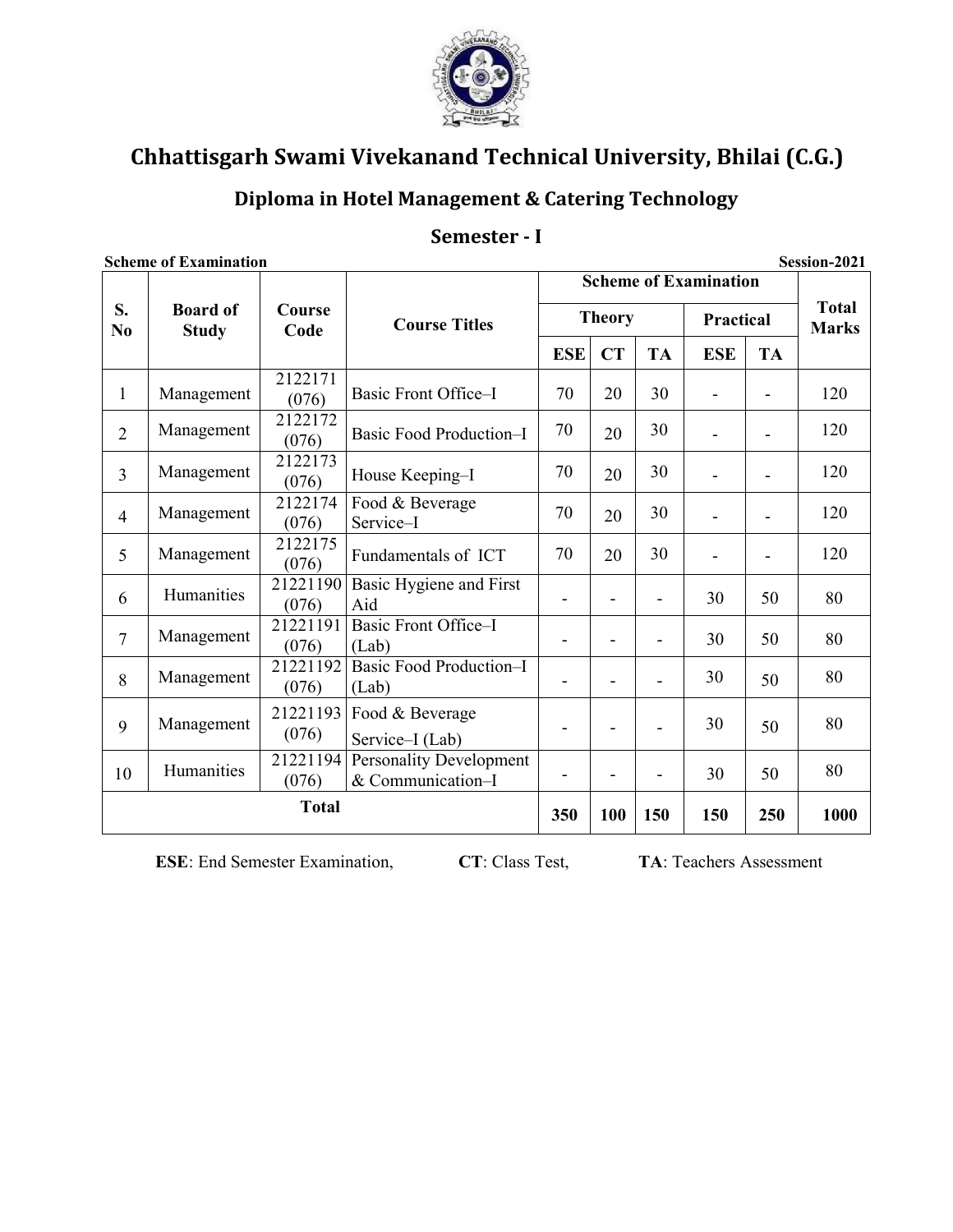# Chhattisgarh Swami Vivekanand Technical University, Bhilai (C.G.)

## Diploma in Hotel Management & Catering Technology

## Semester - I

**Scheme of Examination** **Session-2021**

| S. No | Board of Study | Course Code | Course Titles | Scheme of Examination | | | | | Total Marks |
|---|---|---|---|---|---|---|---|---|---|
| | | | | Theory | | | Practical | | |
| | | | | ESE | CT | TA | ESE | TA | |
| 1 | Management | 2122171 (076) | Basic Front Office–I | 70 | 20 | 30 | - | - | 120 |
| 2 | Management | 2122172 (076) | Basic Food Production–I | 70 | 20 | 30 | - | - | 120 |
| 3 | Management | 2122173 (076) | House Keeping–I | 70 | 20 | 30 | - | - | 120 |
| 4 | Management | 2122174 (076) | Food & Beverage Service–I | 70 | 20 | 30 | - | - | 120 |
| 5 | Management | 2122175 (076) | Fundamentals of ICT | 70 | 20 | 30 | - | - | 120 |
| 6 | Humanities | 21221190 (076) | Basic Hygiene and First Aid | - | - | - | 30 | 50 | 80 |
| 7 | Management | 21221191 (076) | Basic Front Office–I (Lab) | - | - | - | 30 | 50 | 80 |
| 8 | Management | 21221192 (076) | Basic Food Production–I (Lab) | - | - | - | 30 | 50 | 80 |
| 9 | Management | 21221193 (076) | Food & Beverage Service–I (Lab) | - | - | - | 30 | 50 | 80 |
| 10 | Humanities | 21221194 (076) | Personality Development & Communication–I | - | - | - | 30 | 50 | 80 |
| **Total** | | | | **350** | **100** | **150** | **150** | **250** | **1000** |

**ESE**: End Semester Examination, **CT**: Class Test, **TA**: Teachers Assessment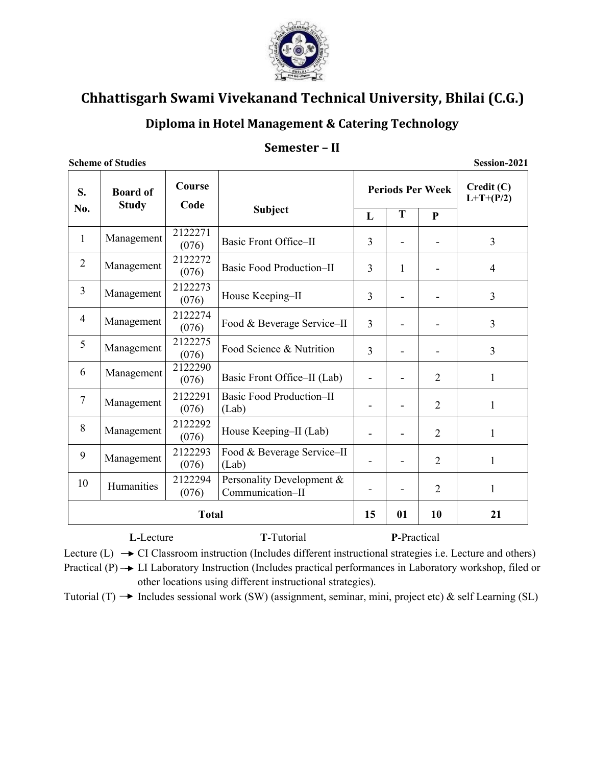# Chhattisgarh Swami Vivekanand Technical University, Bhilai (C.G.)

## Diploma in Hotel Management & Catering Technology

## Semester – II

**Scheme of Studies** **Session-2021**

| S. No. | Board of Study | Course Code | Subject | Periods Per Week | | | Credit (C) L+T+(P/2) |
|---|---|---|---|---|---|---|---|
| | | | | L | T | P | |
| 1 | Management | 2122271 (076) | Basic Front Office–II | 3 | - | - | 3 |
| 2 | Management | 2122272 (076) | Basic Food Production–II | 3 | 1 | - | 4 |
| 3 | Management | 2122273 (076) | House Keeping–II | 3 | - | - | 3 |
| 4 | Management | 2122274 (076) | Food & Beverage Service–II | 3 | - | - | 3 |
| 5 | Management | 2122275 (076) | Food Science & Nutrition | 3 | - | - | 3 |
| 6 | Management | 2122290 (076) | Basic Front Office–II (Lab) | - | - | 2 | 1 |
| 7 | Management | 2122291 (076) | Basic Food Production–II (Lab) | - | - | 2 | 1 |
| 8 | Management | 2122292 (076) | House Keeping–II (Lab) | - | - | 2 | 1 |
| 9 | Management | 2122293 (076) | Food & Beverage Service–II (Lab) | - | - | 2 | 1 |
| 10 | Humanities | 2122294 (076) | Personality Development & Communication–II | - | - | 2 | 1 |
| **Total** | | | | **15** | **01** | **10** | **21** |

**L**-Lecture **T**-Tutorial **P**-Practical

Lecture (L) → CI Classroom instruction (Includes different instructional strategies i.e. Lecture and others)

Practical (P) → LI Laboratory Instruction (Includes practical performances in Laboratory workshop, filed or other locations using different instructional strategies).

Tutorial (T) → Includes sessional work (SW) (assignment, seminar, mini, project etc) & self Learning (SL)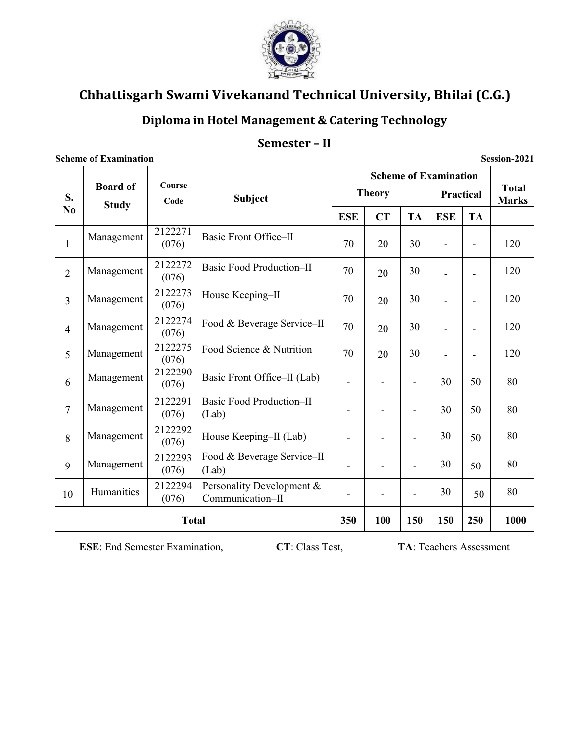# Chhattisgarh Swami Vivekanand Technical University, Bhilai (C.G.)

## Diploma in Hotel Management & Catering Technology

## Semester – II

**Scheme of Examination** **Session-2021**

| S. No | Board of Study | Course Code | Subject | Scheme of Examination | | | | | Total Marks |
|---|---|---|---|---|---|---|---|---|---|
| | | | | Theory | | | Practical | | |
| | | | | ESE | CT | TA | ESE | TA | |
| 1 | Management | 2122271 (076) | Basic Front Office–II | 70 | 20 | 30 | - | - | 120 |
| 2 | Management | 2122272 (076) | Basic Food Production–II | 70 | 20 | 30 | - | - | 120 |
| 3 | Management | 2122273 (076) | House Keeping–II | 70 | 20 | 30 | - | - | 120 |
| 4 | Management | 2122274 (076) | Food & Beverage Service–II | 70 | 20 | 30 | - | - | 120 |
| 5 | Management | 2122275 (076) | Food Science & Nutrition | 70 | 20 | 30 | - | - | 120 |
| 6 | Management | 2122290 (076) | Basic Front Office–II (Lab) | - | - | - | 30 | 50 | 80 |
| 7 | Management | 2122291 (076) | Basic Food Production–II (Lab) | - | - | - | 30 | 50 | 80 |
| 8 | Management | 2122292 (076) | House Keeping–II (Lab) | - | - | - | 30 | 50 | 80 |
| 9 | Management | 2122293 (076) | Food & Beverage Service–II (Lab) | - | - | - | 30 | 50 | 80 |
| 10 | Humanities | 2122294 (076) | Personality Development & Communication–II | - | - | - | 30 | 50 | 80 |
| **Total** | | | | **350** | **100** | **150** | **150** | **250** | **1000** |

**ESE**: End Semester Examination, **CT**: Class Test, **TA**: Teachers Assessment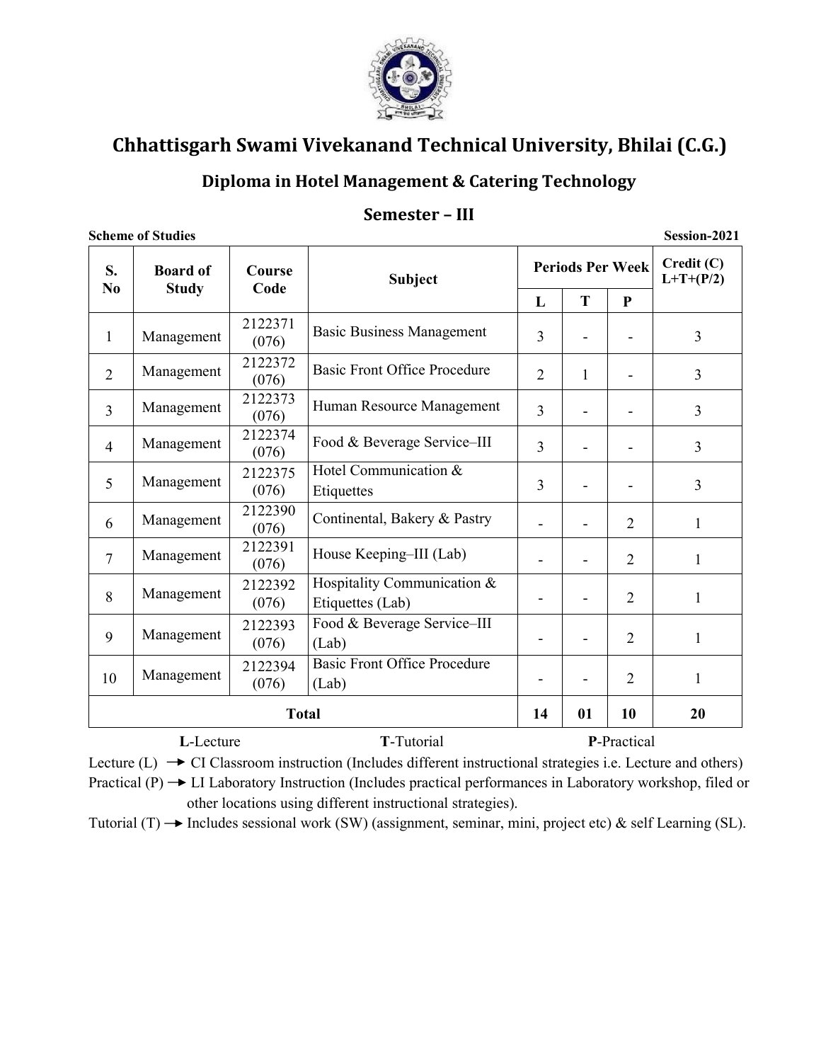# Chhattisgarh Swami Vivekanand Technical University, Bhilai (C.G.)

## Diploma in Hotel Management & Catering Technology

## Semester – III

**Scheme of Studies** **Session-2021**

| S. No | Board of Study | Course Code | Subject | Periods Per Week | | | Credit (C) L+T+(P/2) |
|---|---|---|---|---|---|---|---|
| | | | | L | T | P | |
| 1 | Management | 2122371 (076) | Basic Business Management | 3 | - | - | 3 |
| 2 | Management | 2122372 (076) | Basic Front Office Procedure | 2 | 1 | - | 3 |
| 3 | Management | 2122373 (076) | Human Resource Management | 3 | - | - | 3 |
| 4 | Management | 2122374 (076) | Food & Beverage Service–III | 3 | - | - | 3 |
| 5 | Management | 2122375 (076) | Hotel Communication & Etiquettes | 3 | - | - | 3 |
| 6 | Management | 2122390 (076) | Continental, Bakery & Pastry | - | - | 2 | 1 |
| 7 | Management | 2122391 (076) | House Keeping–III (Lab) | - | - | 2 | 1 |
| 8 | Management | 2122392 (076) | Hospitality Communication & Etiquettes (Lab) | - | - | 2 | 1 |
| 9 | Management | 2122393 (076) | Food & Beverage Service–III (Lab) | - | - | 2 | 1 |
| 10 | Management | 2122394 (076) | Basic Front Office Procedure (Lab) | - | - | 2 | 1 |
| **Total** | | | | **14** | **01** | **10** | **20** |

**L**-Lecture **T**-Tutorial **P**-Practical

Lecture (L) → CI Classroom instruction (Includes different instructional strategies i.e. Lecture and others)

Practical (P) → LI Laboratory Instruction (Includes practical performances in Laboratory workshop, filed or other locations using different instructional strategies).

Tutorial (T) → Includes sessional work (SW) (assignment, seminar, mini, project etc) & self Learning (SL).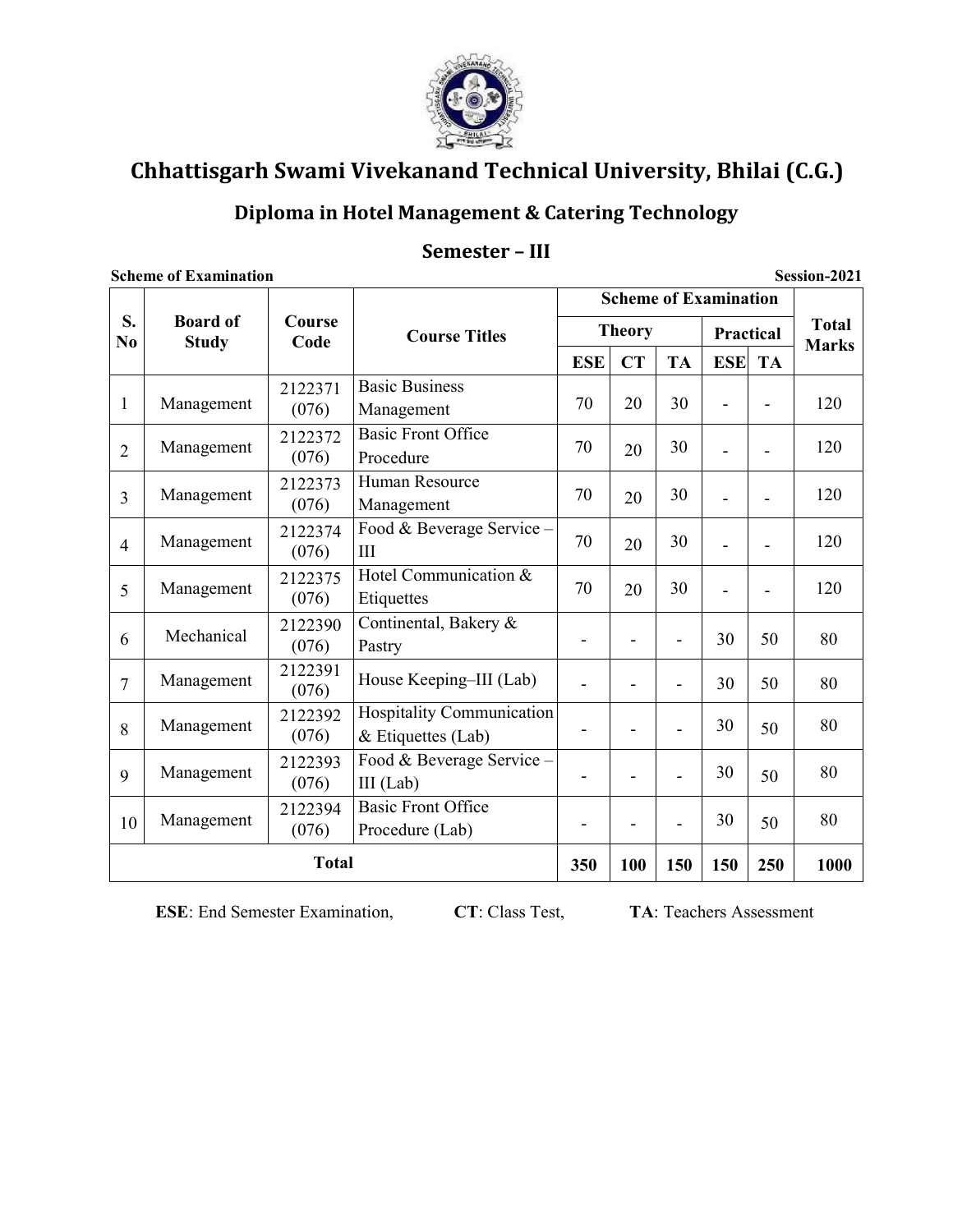# Chhattisgarh Swami Vivekanand Technical University, Bhilai (C.G.)

## Diploma in Hotel Management & Catering Technology

## Semester – III

**Scheme of Examination** **Session-2021**

| S. No | Board of Study | Course Code | Course Titles | Scheme of Examination | | | | | Total Marks |
|---|---|---|---|---|---|---|---|---|---|
| | | | | Theory | | | Practical | | |
| | | | | ESE | CT | TA | ESE | TA | |
| 1 | Management | 2122371 (076) | Basic Business Management | 70 | 20 | 30 | - | - | 120 |
| 2 | Management | 2122372 (076) | Basic Front Office Procedure | 70 | 20 | 30 | - | - | 120 |
| 3 | Management | 2122373 (076) | Human Resource Management | 70 | 20 | 30 | - | - | 120 |
| 4 | Management | 2122374 (076) | Food & Beverage Service – III | 70 | 20 | 30 | - | - | 120 |
| 5 | Management | 2122375 (076) | Hotel Communication & Etiquettes | 70 | 20 | 30 | - | - | 120 |
| 6 | Mechanical | 2122390 (076) | Continental, Bakery & Pastry | - | - | - | 30 | 50 | 80 |
| 7 | Management | 2122391 (076) | House Keeping–III (Lab) | - | - | - | 30 | 50 | 80 |
| 8 | Management | 2122392 (076) | Hospitality Communication & Etiquettes (Lab) | - | - | - | 30 | 50 | 80 |
| 9 | Management | 2122393 (076) | Food & Beverage Service – III (Lab) | - | - | - | 30 | 50 | 80 |
| 10 | Management | 2122394 (076) | Basic Front Office Procedure (Lab) | - | - | - | 30 | 50 | 80 |
| **Total** | | | | **350** | **100** | **150** | **150** | **250** | **1000** |

**ESE**: End Semester Examination, **CT**: Class Test, **TA**: Teachers Assessment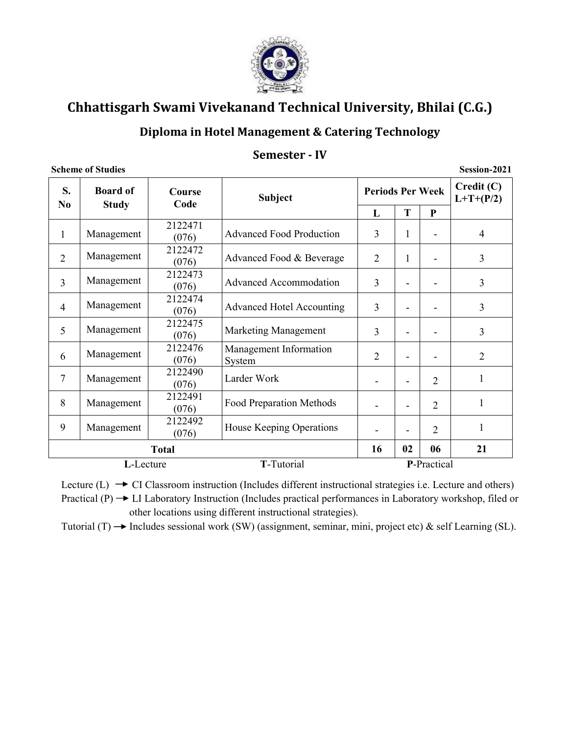# Chhattisgarh Swami Vivekanand Technical University, Bhilai (C.G.)

## Diploma in Hotel Management & Catering Technology

## Semester - IV

**Scheme of Studies** **Session-2021**

| S. No | Board of Study | Course Code | Subject | Periods Per Week | | | Credit (C) L+T+(P/2) |
|---|---|---|---|---|---|---|---|
| | | | | L | T | P | |
| 1 | Management | 2122471 (076) | Advanced Food Production | 3 | 1 | - | 4 |
| 2 | Management | 2122472 (076) | Advanced Food & Beverage | 2 | 1 | - | 3 |
| 3 | Management | 2122473 (076) | Advanced Accommodation | 3 | - | - | 3 |
| 4 | Management | 2122474 (076) | Advanced Hotel Accounting | 3 | - | - | 3 |
| 5 | Management | 2122475 (076) | Marketing Management | 3 | - | - | 3 |
| 6 | Management | 2122476 (076) | Management Information System | 2 | - | - | 2 |
| 7 | Management | 2122490 (076) | Larder Work | - | - | 2 | 1 |
| 8 | Management | 2122491 (076) | Food Preparation Methods | - | - | 2 | 1 |
| 9 | Management | 2122492 (076) | House Keeping Operations | - | - | 2 | 1 |
| **Total** | | | | **16** | **02** | **06** | **21** |

**L**-Lecture **T**-Tutorial **P**-Practical

Lecture (L) → CI Classroom instruction (Includes different instructional strategies i.e. Lecture and others)
Practical (P) → LI Laboratory Instruction (Includes practical performances in Laboratory workshop, filed or other locations using different instructional strategies).
Tutorial (T) → Includes sessional work (SW) (assignment, seminar, mini, project etc) & self Learning (SL).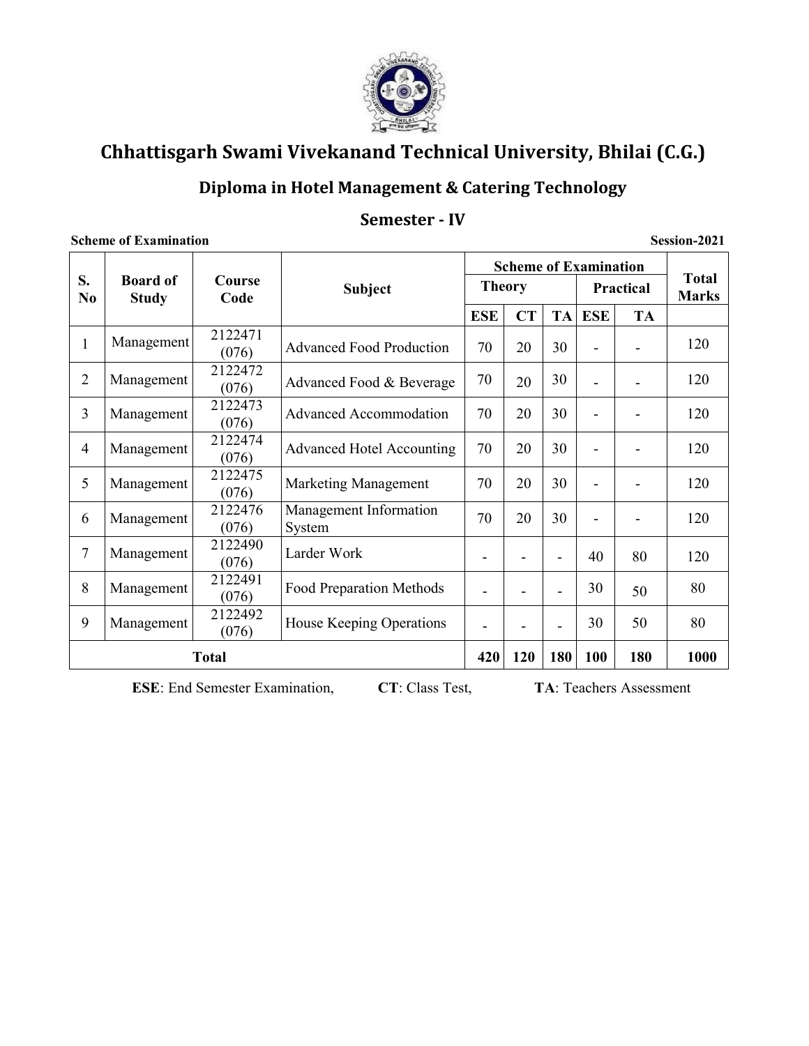# Chhattisgarh Swami Vivekanand Technical University, Bhilai (C.G.)

## Diploma in Hotel Management & Catering Technology

## Semester - IV

**Scheme of Examination** **Session-2021**

| S. No | Board of Study | Course Code | Subject | Scheme of Examination | | | | | Total Marks |
|---|---|---|---|---|---|---|---|---|---|
| | | | | Theory | | | Practical | | |
| | | | | ESE | CT | TA | ESE | TA | |
| 1 | Management | 2122471 (076) | Advanced Food Production | 70 | 20 | 30 | - | - | 120 |
| 2 | Management | 2122472 (076) | Advanced Food & Beverage | 70 | 20 | 30 | - | - | 120 |
| 3 | Management | 2122473 (076) | Advanced Accommodation | 70 | 20 | 30 | - | - | 120 |
| 4 | Management | 2122474 (076) | Advanced Hotel Accounting | 70 | 20 | 30 | - | - | 120 |
| 5 | Management | 2122475 (076) | Marketing Management | 70 | 20 | 30 | - | - | 120 |
| 6 | Management | 2122476 (076) | Management Information System | 70 | 20 | 30 | - | - | 120 |
| 7 | Management | 2122490 (076) | Larder Work | - | - | - | 40 | 80 | 120 |
| 8 | Management | 2122491 (076) | Food Preparation Methods | - | - | - | 30 | 50 | 80 |
| 9 | Management | 2122492 (076) | House Keeping Operations | - | - | - | 30 | 50 | 80 |
| **Total** | | | | **420** | **120** | **180** | **100** | **180** | **1000** |

**ESE**: End Semester Examination, **CT**: Class Test, **TA**: Teachers Assessment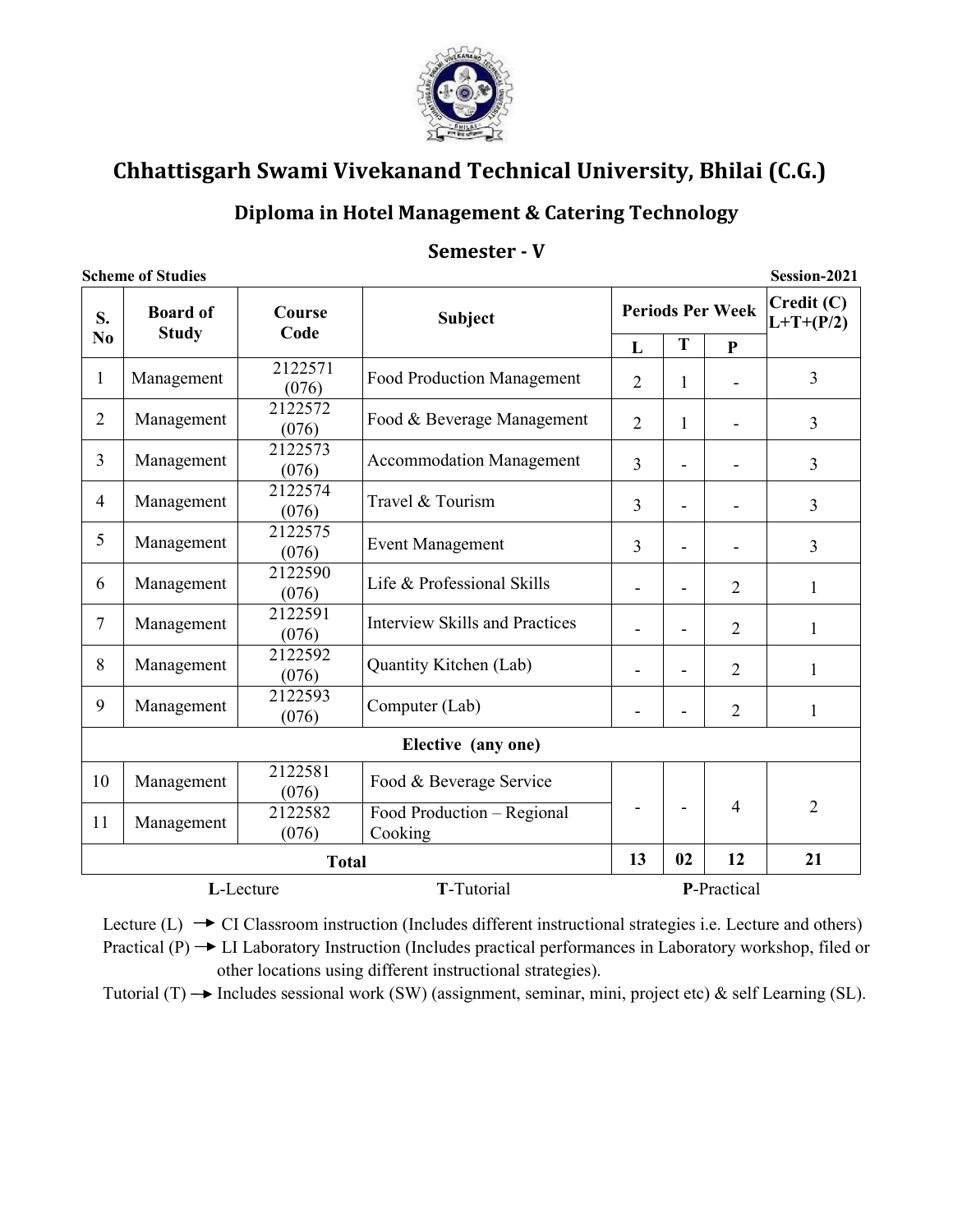# Chhattisgarh Swami Vivekanand Technical University, Bhilai (C.G.)

## Diploma in Hotel Management & Catering Technology

## Semester - V

**Scheme of Studies** **Session-2021**

| S. No | Board of Study | Course Code | Subject | Periods Per Week | | | Credit (C) L+T+(P/2) |
|---|---|---|---|---|---|---|---|
| | | | | L | T | P | |
| 1 | Management | 2122571 (076) | Food Production Management | 2 | 1 | - | 3 |
| 2 | Management | 2122572 (076) | Food & Beverage Management | 2 | 1 | - | 3 |
| 3 | Management | 2122573 (076) | Accommodation Management | 3 | - | - | 3 |
| 4 | Management | 2122574 (076) | Travel & Tourism | 3 | - | - | 3 |
| 5 | Management | 2122575 (076) | Event Management | 3 | - | - | 3 |
| 6 | Management | 2122590 (076) | Life & Professional Skills | - | - | 2 | 1 |
| 7 | Management | 2122591 (076) | Interview Skills and Practices | - | - | 2 | 1 |
| 8 | Management | 2122592 (076) | Quantity Kitchen (Lab) | - | - | 2 | 1 |
| 9 | Management | 2122593 (076) | Computer (Lab) | - | - | 2 | 1 |
| **Elective (any one)** | | | | | | | |
| 10 | Management | 2122581 (076) | Food & Beverage Service | - | - | 4 | 2 |
| 11 | Management | 2122582 (076) | Food Production – Regional Cooking | | | | |
| **Total** | | | | **13** | **02** | **12** | **21** |

**L**-Lecture **T**-Tutorial **P**-Practical

Lecture (L) → CI Classroom instruction (Includes different instructional strategies i.e. Lecture and others)
Practical (P) → LI Laboratory Instruction (Includes practical performances in Laboratory workshop, filed or other locations using different instructional strategies).
Tutorial (T) → Includes sessional work (SW) (assignment, seminar, mini, project etc) & self Learning (SL).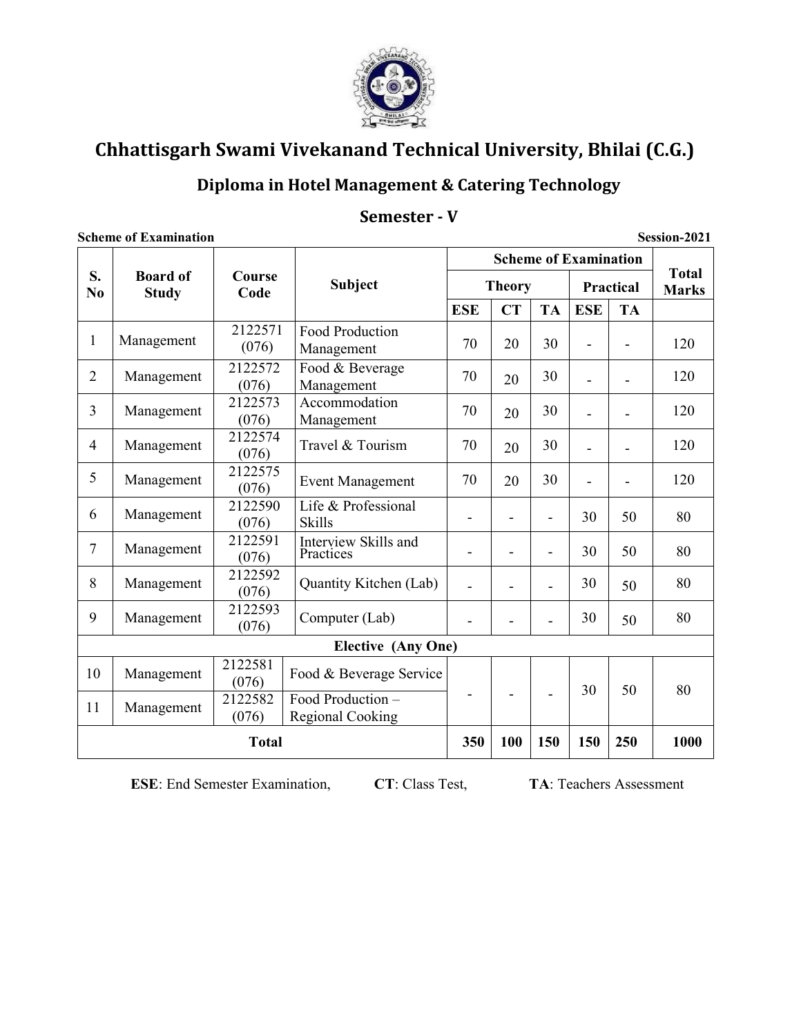# Chhattisgarh Swami Vivekanand Technical University, Bhilai (C.G.)

## Diploma in Hotel Management & Catering Technology

## Semester - V

**Scheme of Examination** **Session-2021**

| S. No | Board of Study | Course Code | Subject | Scheme of Examination | | | | | Total Marks |
|---|---|---|---|---|---|---|---|---|---|
| | | | | Theory | | | Practical | | |
| | | | | ESE | CT | TA | ESE | TA | |
| 1 | Management | 2122571 (076) | Food Production Management | 70 | 20 | 30 | - | - | 120 |
| 2 | Management | 2122572 (076) | Food & Beverage Management | 70 | 20 | 30 | - | - | 120 |
| 3 | Management | 2122573 (076) | Accommodation Management | 70 | 20 | 30 | - | - | 120 |
| 4 | Management | 2122574 (076) | Travel & Tourism | 70 | 20 | 30 | - | - | 120 |
| 5 | Management | 2122575 (076) | Event Management | 70 | 20 | 30 | - | - | 120 |
| 6 | Management | 2122590 (076) | Life & Professional Skills | - | - | - | 30 | 50 | 80 |
| 7 | Management | 2122591 (076) | Interview Skills and Practices | - | - | - | 30 | 50 | 80 |
| 8 | Management | 2122592 (076) | Quantity Kitchen (Lab) | - | - | - | 30 | 50 | 80 |
| 9 | Management | 2122593 (076) | Computer (Lab) | - | - | - | 30 | 50 | 80 |
| **Elective (Any One)** | | | | | | | | | |
| 10 | Management | 2122581 (076) | Food & Beverage Service | - | - | - | 30 | 50 | 80 |
| 11 | Management | 2122582 (076) | Food Production – Regional Cooking | | | | | | |
| **Total** | | | | **350** | **100** | **150** | **150** | **250** | **1000** |

**ESE**: End Semester Examination, **CT**: Class Test, **TA**: Teachers Assessment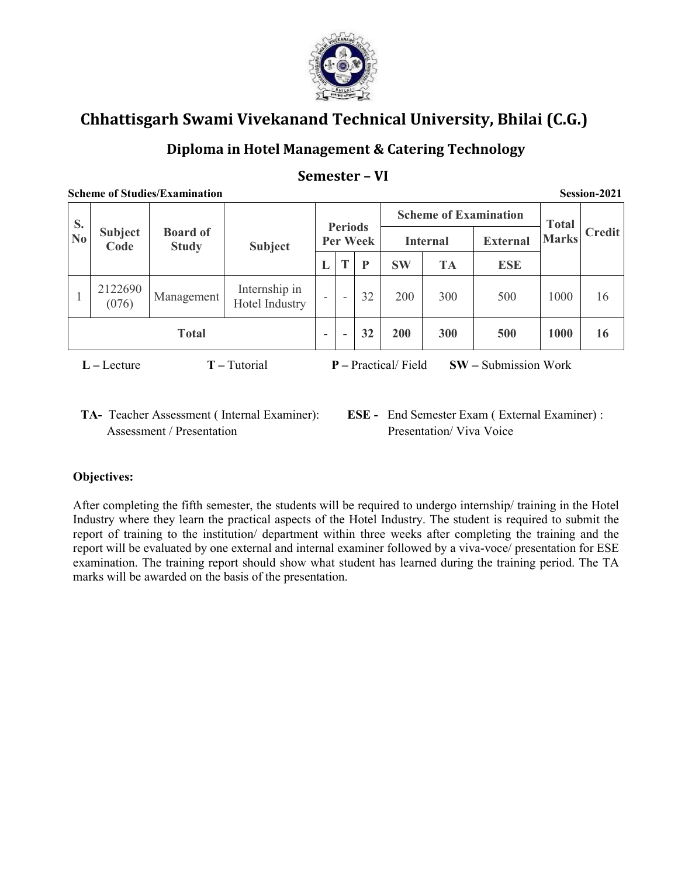# Chhattisgarh Swami Vivekanand Technical University, Bhilai (C.G.)

## Diploma in Hotel Management & Catering Technology

## Semester – VI

**Scheme of Studies/Examination** **Session-2021**

| S. No | Subject Code | Board of Study | Subject | Periods Per Week | | | Scheme of Examination | | | Total Marks | Credit |
|---|---|---|---|---|---|---|---|---|---|---|---|
| | | | | | | | Internal | | External | | |
| | | | | L | T | P | SW | TA | ESE | | |
| 1 | 2122690 (076) | Management | Internship in Hotel Industry | - | - | 32 | 200 | 300 | 500 | 1000 | 16 |
| **Total** | | | | **-** | **-** | **32** | **200** | **300** | **500** | **1000** | **16** |

**L** – Lecture **T** – Tutorial **P** – Practical/ Field **SW** – Submission Work

**TA-** Teacher Assessment ( Internal Examiner): Assessment / Presentation

**ESE -** End Semester Exam ( External Examiner) : Presentation/ Viva Voice

**Objectives:**

After completing the fifth semester, the students will be required to undergo internship/ training in the Hotel Industry where they learn the practical aspects of the Hotel Industry. The student is required to submit the report of training to the institution/ department within three weeks after completing the training and the report will be evaluated by one external and internal examiner followed by a viva-voce/ presentation for ESE examination. The training report should show what student has learned during the training period. The TA marks will be awarded on the basis of the presentation.